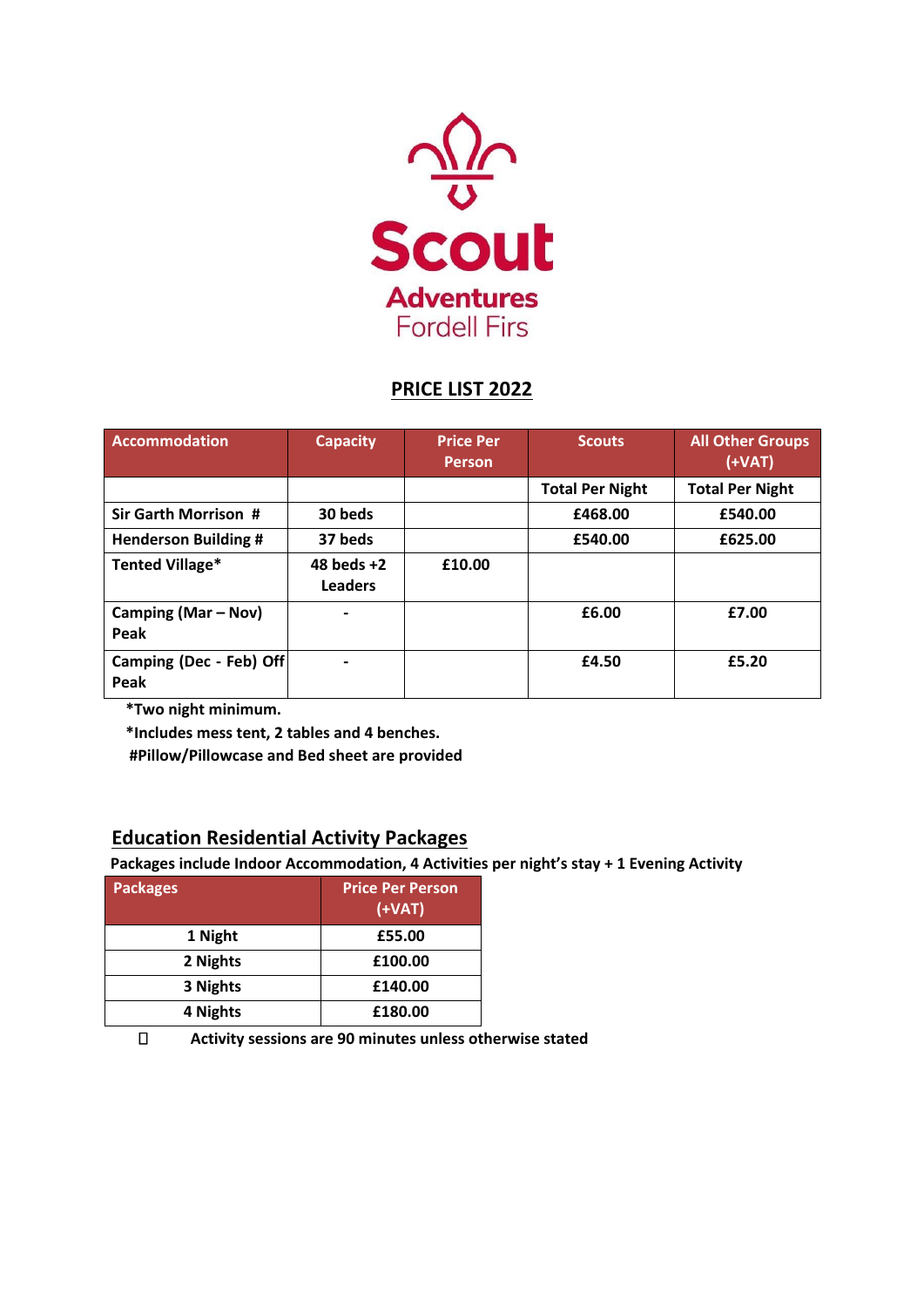Scout Adventures
Fordell Firs

## PRICE LIST 2022

| Accommodation | Capacity | Price Per Person | Scouts | All Other Groups (+VAT) |
|---|---|---|---|---|
| | | | Total Per Night | Total Per Night |
| Sir Garth Morrison # | 30 beds | | £468.00 | £540.00 |
| Henderson Building # | 37 beds | | £540.00 | £625.00 |
| Tented Village* | 48 beds +2 Leaders | £10.00 | | |
| Camping (Mar – Nov) Peak | - | | £6.00 | £7.00 |
| Camping (Dec - Feb) Off Peak | - | | £4.50 | £5.20 |

**\*Two night minimum.**

**\*Includes mess tent, 2 tables and 4 benches.**

**#Pillow/Pillowcase and Bed sheet are provided**

## Education Residential Activity Packages

**Packages include Indoor Accommodation, 4 Activities per night's stay + 1 Evening Activity**

| Packages | Price Per Person (+VAT) |
|---|---|
| 1 Night | £55.00 |
| 2 Nights | £100.00 |
| 3 Nights | £140.00 |
| 4 Nights | £180.00 |

- **Activity sessions are 90 minutes unless otherwise stated**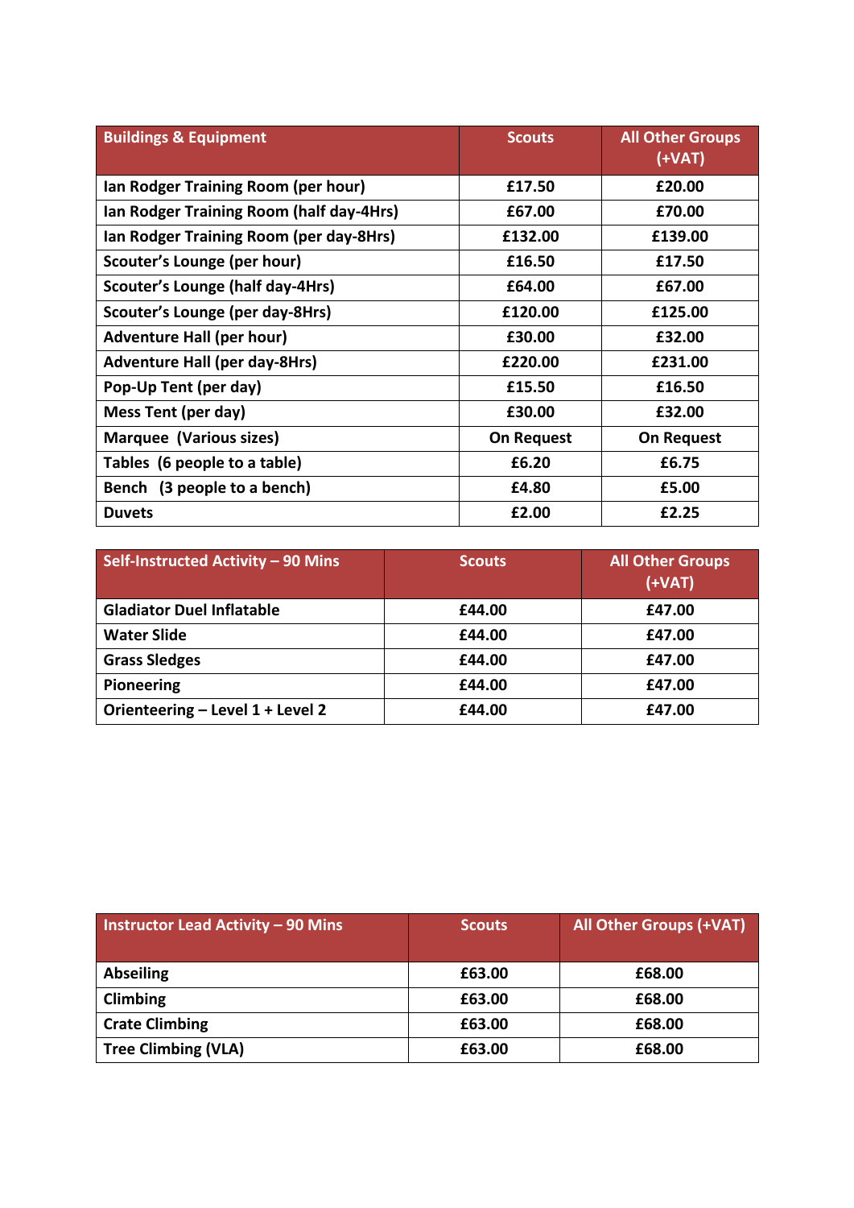| Buildings & Equipment | Scouts | All Other Groups (+VAT) |
|---|---|---|
| Ian Rodger Training Room (per hour) | £17.50 | £20.00 |
| Ian Rodger Training Room (half day-4Hrs) | £67.00 | £70.00 |
| Ian Rodger Training Room (per day-8Hrs) | £132.00 | £139.00 |
| Scouter's Lounge (per hour) | £16.50 | £17.50 |
| Scouter's Lounge (half day-4Hrs) | £64.00 | £67.00 |
| Scouter's Lounge (per day-8Hrs) | £120.00 | £125.00 |
| Adventure Hall (per hour) | £30.00 | £32.00 |
| Adventure Hall (per day-8Hrs) | £220.00 | £231.00 |
| Pop-Up Tent (per day) | £15.50 | £16.50 |
| Mess Tent (per day) | £30.00 | £32.00 |
| Marquee (Various sizes) | On Request | On Request |
| Tables (6 people to a table) | £6.20 | £6.75 |
| Bench (3 people to a bench) | £4.80 | £5.00 |
| Duvets | £2.00 | £2.25 |

| Self-Instructed Activity – 90 Mins | Scouts | All Other Groups (+VAT) |
|---|---|---|
| Gladiator Duel Inflatable | £44.00 | £47.00 |
| Water Slide | £44.00 | £47.00 |
| Grass Sledges | £44.00 | £47.00 |
| Pioneering | £44.00 | £47.00 |
| Orienteering – Level 1 + Level 2 | £44.00 | £47.00 |

| Instructor Lead Activity – 90 Mins | Scouts | All Other Groups (+VAT) |
|---|---|---|
| Abseiling | £63.00 | £68.00 |
| Climbing | £63.00 | £68.00 |
| Crate Climbing | £63.00 | £68.00 |
| Tree Climbing (VLA) | £63.00 | £68.00 |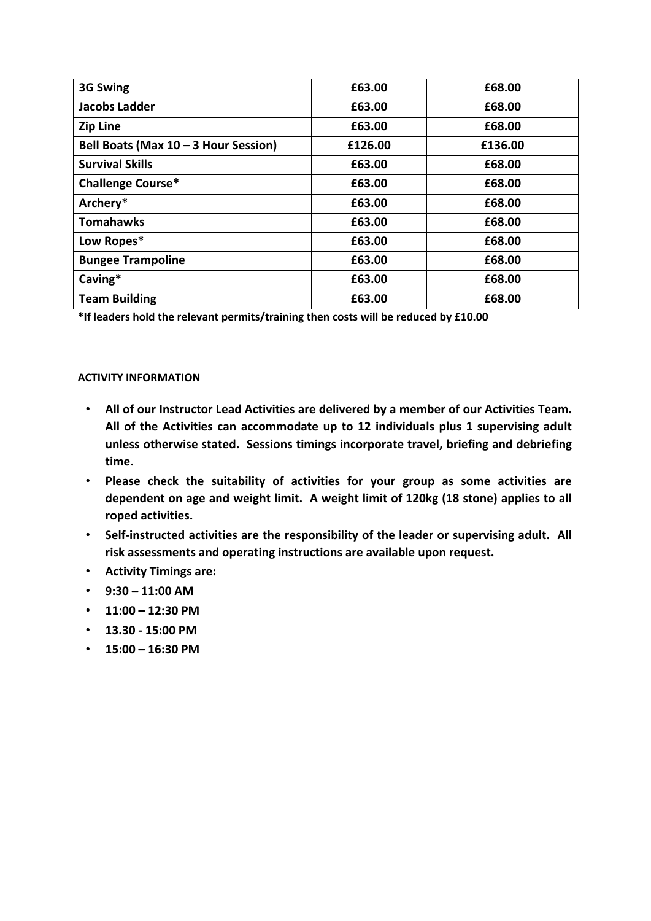| | | |
|---|---|---|
| **3G Swing** | **£63.00** | **£68.00** |
| **Jacobs Ladder** | **£63.00** | **£68.00** |
| **Zip Line** | **£63.00** | **£68.00** |
| **Bell Boats (Max 10 – 3 Hour Session)** | **£126.00** | **£136.00** |
| **Survival Skills** | **£63.00** | **£68.00** |
| **Challenge Course*** | **£63.00** | **£68.00** |
| **Archery*** | **£63.00** | **£68.00** |
| **Tomahawks** | **£63.00** | **£68.00** |
| **Low Ropes*** | **£63.00** | **£68.00** |
| **Bungee Trampoline** | **£63.00** | **£68.00** |
| **Caving*** | **£63.00** | **£68.00** |
| **Team Building** | **£63.00** | **£68.00** |

**\*If leaders hold the relevant permits/training then costs will be reduced by £10.00**

**ACTIVITY INFORMATION**

- **All of our Instructor Lead Activities are delivered by a member of our Activities Team. All of the Activities can accommodate up to 12 individuals plus 1 supervising adult unless otherwise stated. Sessions timings incorporate travel, briefing and debriefing time.**
- **Please check the suitability of activities for your group as some activities are dependent on age and weight limit. A weight limit of 120kg (18 stone) applies to all roped activities.**
- **Self-instructed activities are the responsibility of the leader or supervising adult. All risk assessments and operating instructions are available upon request.**
- **Activity Timings are:**
- **9:30 – 11:00 AM**
- **11:00 – 12:30 PM**
- **13.30 - 15:00 PM**
- **15:00 – 16:30 PM**